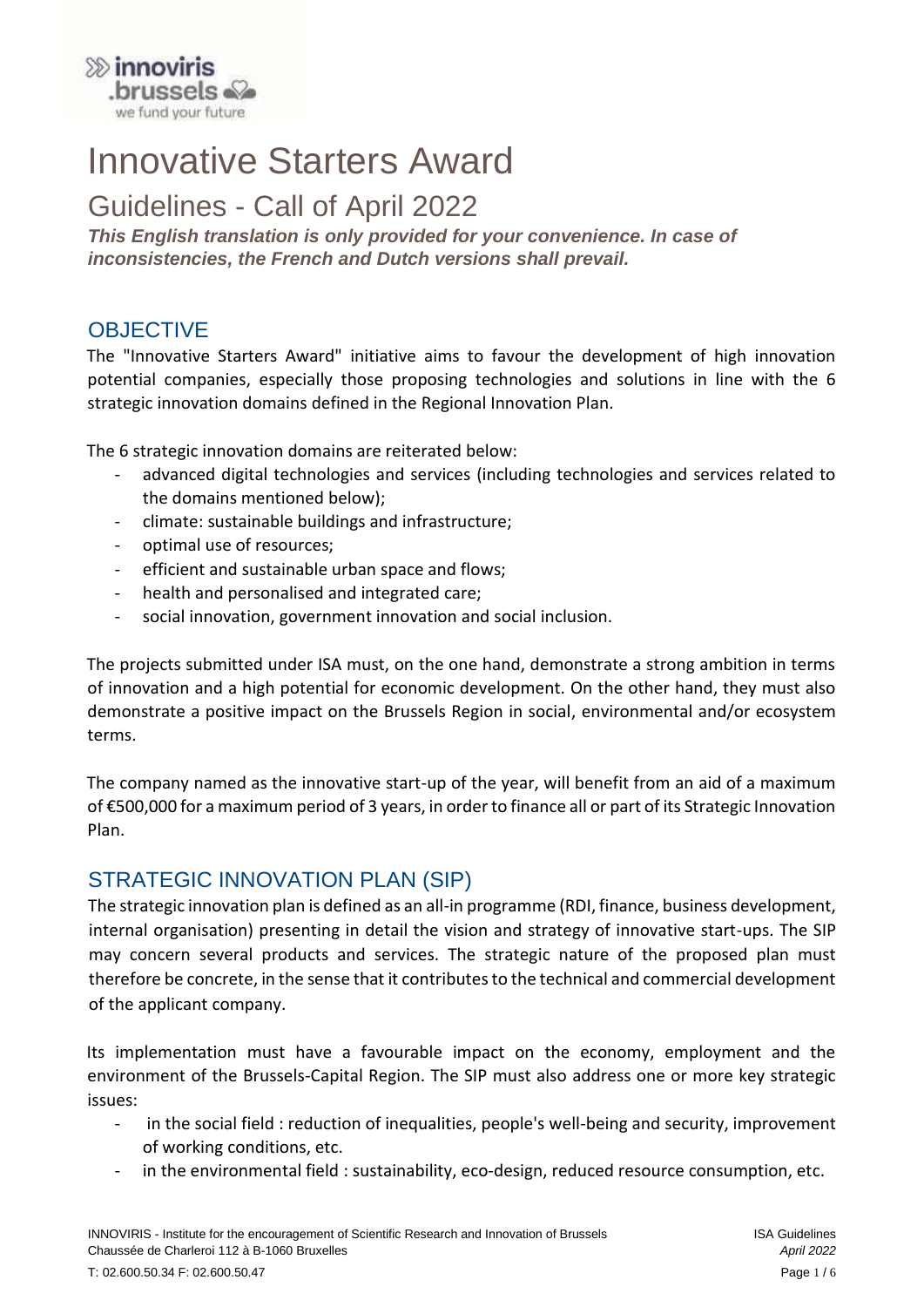# Innovative Starters Award

## Guidelines - Call of April 2022

***This English translation is only provided for your convenience. In case of inconsistencies, the French and Dutch versions shall prevail.***

## OBJECTIVE

The "Innovative Starters Award" initiative aims to favour the development of high innovation potential companies, especially those proposing technologies and solutions in line with the 6 strategic innovation domains defined in the Regional Innovation Plan.

The 6 strategic innovation domains are reiterated below:

- advanced digital technologies and services (including technologies and services related to the domains mentioned below);
- climate: sustainable buildings and infrastructure;
- optimal use of resources;
- efficient and sustainable urban space and flows;
- health and personalised and integrated care;
- social innovation, government innovation and social inclusion.

The projects submitted under ISA must, on the one hand, demonstrate a strong ambition in terms of innovation and a high potential for economic development. On the other hand, they must also demonstrate a positive impact on the Brussels Region in social, environmental and/or ecosystem terms.

The company named as the innovative start-up of the year, will benefit from an aid of a maximum of €500,000 for a maximum period of 3 years, in order to finance all or part of its Strategic Innovation Plan.

## STRATEGIC INNOVATION PLAN (SIP)

The strategic innovation plan is defined as an all-in programme (RDI, finance, business development, internal organisation) presenting in detail the vision and strategy of innovative start-ups. The SIP may concern several products and services. The strategic nature of the proposed plan must therefore be concrete, in the sense that it contributes to the technical and commercial development of the applicant company.

Its implementation must have a favourable impact on the economy, employment and the environment of the Brussels-Capital Region. The SIP must also address one or more key strategic issues:

- in the social field : reduction of inequalities, people's well-being and security, improvement of working conditions, etc.
- in the environmental field : sustainability, eco-design, reduced resource consumption, etc.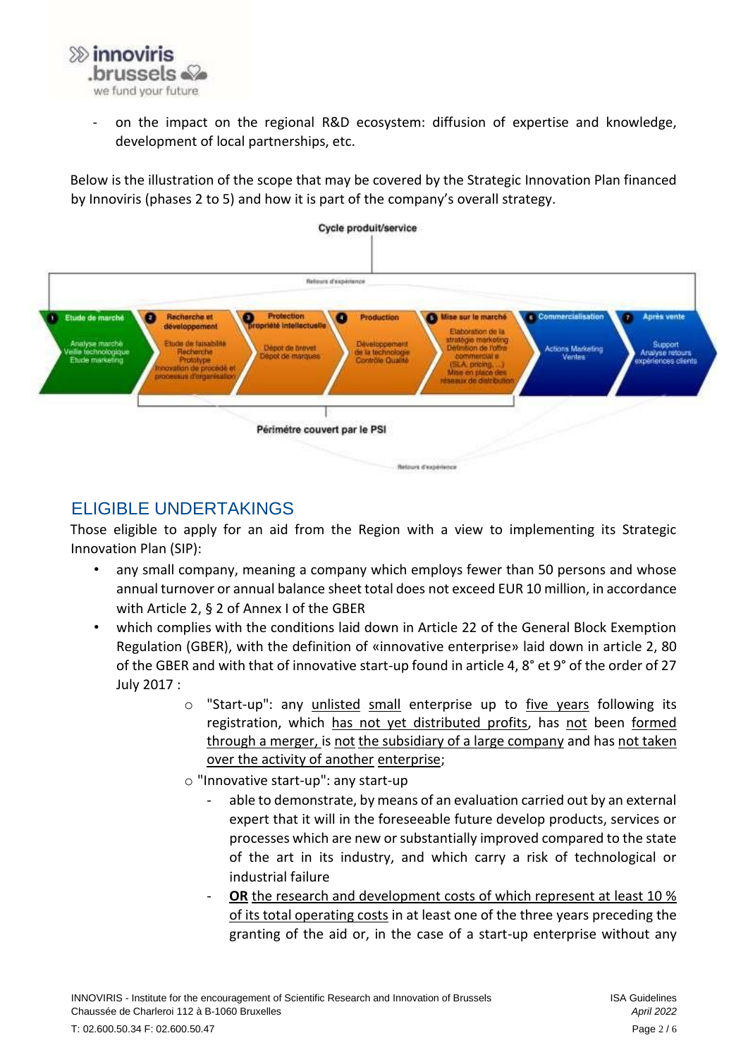- on the impact on the regional R&D ecosystem: diffusion of expertise and knowledge, development of local partnerships, etc.

Below is the illustration of the scope that may be covered by the Strategic Innovation Plan financed by Innoviris (phases 2 to 5) and how it is part of the company's overall strategy.

**Cycle produit/service**

Retours d'expérience

1. **Etude de marché** – Analyse marché, Veille technologique, Etude marketing
2. **Recherche et développement** – Etude de faisabilité, Recherche, Prototype, Innovation de procédé et processus d'organisation
3. **Protection propriété intellectuelle** – Dépôt de brevet, Dépôt de marques
4. **Production** – Développement de la technologie, Contrôle Qualité
5. **Mise sur le marché** – Elaboration de la stratégie marketing, Définition de l'offre commercial e (SLA, pricing, ...), Mise en place des réseaux de distribution
6. **Commercialisation** – Actions Marketing, Ventes
7. **Après vente** – Support, Analyse retours expériences clients

**Périmètre couvert par le PSI**

Retours d'expérience

## ELIGIBLE UNDERTAKINGS

Those eligible to apply for an aid from the Region with a view to implementing its Strategic Innovation Plan (SIP):

- any small company, meaning a company which employs fewer than 50 persons and whose annual turnover or annual balance sheet total does not exceed EUR 10 million, in accordance with Article 2, § 2 of Annex I of the GBER
- which complies with the conditions laid down in Article 22 of the General Block Exemption Regulation (GBER), with the definition of «innovative enterprise» laid down in article 2, 80 of the GBER and with that of innovative start-up found in article 4, 8° et 9° of the order of 27 July 2017 :
  - "Start-up": any unlisted small enterprise up to five years following its registration, which has not yet distributed profits, has not been formed through a merger, is not the subsidiary of a large company and has not taken over the activity of another enterprise;
  - "Innovative start-up": any start-up
    - able to demonstrate, by means of an evaluation carried out by an external expert that it will in the foreseeable future develop products, services or processes which are new or substantially improved compared to the state of the art in its industry, and which carry a risk of technological or industrial failure
    - **OR** the research and development costs of which represent at least 10 % of its total operating costs in at least one of the three years preceding the granting of the aid or, in the case of a start-up enterprise without any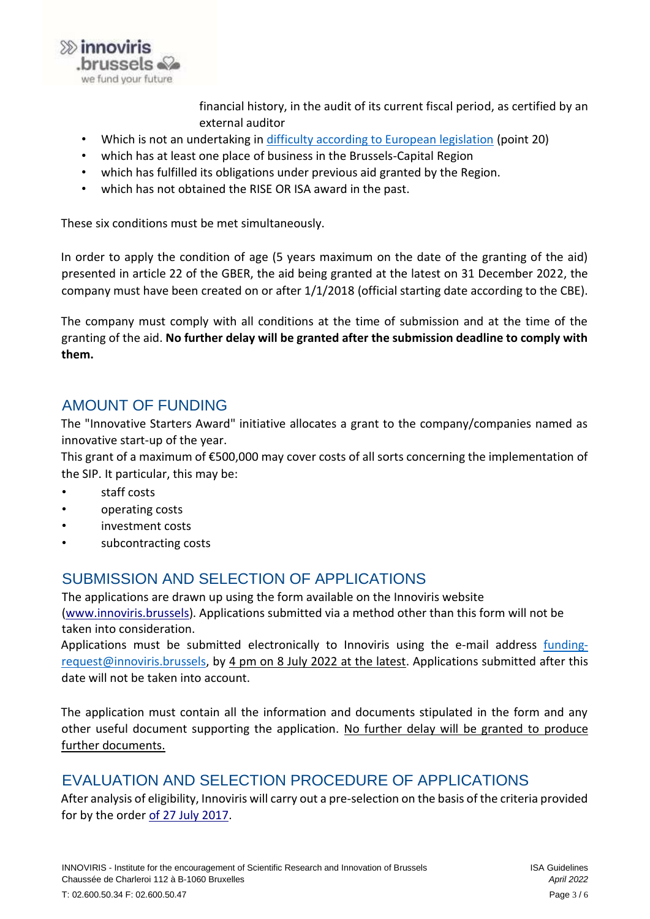financial history, in the audit of its current fiscal period, as certified by an external auditor

- Which is not an undertaking in [difficulty according to European legislation](#) (point 20)
- which has at least one place of business in the Brussels-Capital Region
- which has fulfilled its obligations under previous aid granted by the Region.
- which has not obtained the RISE OR ISA award in the past.

These six conditions must be met simultaneously.

In order to apply the condition of age (5 years maximum on the date of the granting of the aid) presented in article 22 of the GBER, the aid being granted at the latest on 31 December 2022, the company must have been created on or after 1/1/2018 (official starting date according to the CBE).

The company must comply with all conditions at the time of submission and at the time of the granting of the aid. **No further delay will be granted after the submission deadline to comply with them.**

## AMOUNT OF FUNDING

The "Innovative Starters Award" initiative allocates a grant to the company/companies named as innovative start-up of the year.

This grant of a maximum of €500,000 may cover costs of all sorts concerning the implementation of the SIP. It particular, this may be:

- staff costs
- operating costs
- investment costs
- subcontracting costs

## SUBMISSION AND SELECTION OF APPLICATIONS

The applications are drawn up using the form available on the Innoviris website ([www.innoviris.brussels](www.innoviris.brussels)). Applications submitted via a method other than this form will not be taken into consideration.

Applications must be submitted electronically to Innoviris using the e-mail address [funding-request@innoviris.brussels](mailto:funding-request@innoviris.brussels), by 4 pm on 8 July 2022 at the latest. Applications submitted after this date will not be taken into account.

The application must contain all the information and documents stipulated in the form and any other useful document supporting the application. No further delay will be granted to produce further documents.

## EVALUATION AND SELECTION PROCEDURE OF APPLICATIONS

After analysis of eligibility, Innoviris will carry out a pre-selection on the basis of the criteria provided for by the order [of 27 July 2017](#).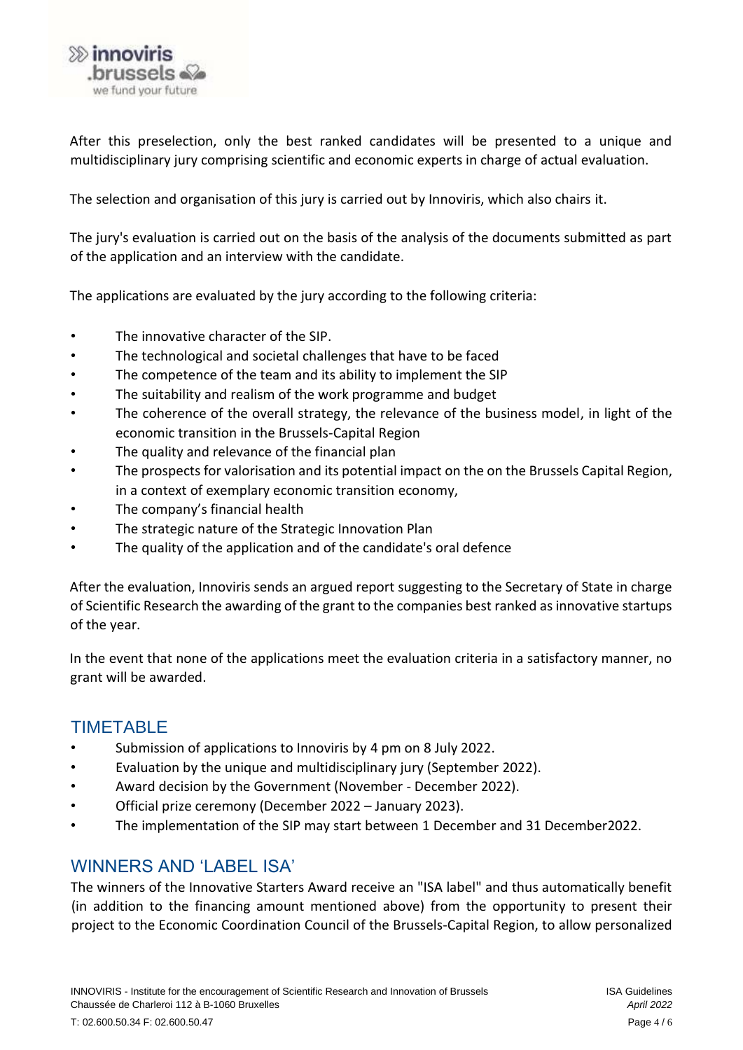After this preselection, only the best ranked candidates will be presented to a unique and multidisciplinary jury comprising scientific and economic experts in charge of actual evaluation.

The selection and organisation of this jury is carried out by Innoviris, which also chairs it.

The jury's evaluation is carried out on the basis of the analysis of the documents submitted as part of the application and an interview with the candidate.

The applications are evaluated by the jury according to the following criteria:

- The innovative character of the SIP.
- The technological and societal challenges that have to be faced
- The competence of the team and its ability to implement the SIP
- The suitability and realism of the work programme and budget
- The coherence of the overall strategy, the relevance of the business model, in light of the economic transition in the Brussels-Capital Region
- The quality and relevance of the financial plan
- The prospects for valorisation and its potential impact on the on the Brussels Capital Region, in a context of exemplary economic transition economy,
- The company's financial health
- The strategic nature of the Strategic Innovation Plan
- The quality of the application and of the candidate's oral defence

After the evaluation, Innoviris sends an argued report suggesting to the Secretary of State in charge of Scientific Research the awarding of the grant to the companies best ranked as innovative startups of the year.

In the event that none of the applications meet the evaluation criteria in a satisfactory manner, no grant will be awarded.

## TIMETABLE

- Submission of applications to Innoviris by 4 pm on 8 July 2022.
- Evaluation by the unique and multidisciplinary jury (September 2022).
- Award decision by the Government (November - December 2022).
- Official prize ceremony (December 2022 – January 2023).
- The implementation of the SIP may start between 1 December and 31 December2022.

## WINNERS AND 'LABEL ISA'

The winners of the Innovative Starters Award receive an "ISA label" and thus automatically benefit (in addition to the financing amount mentioned above) from the opportunity to present their project to the Economic Coordination Council of the Brussels-Capital Region, to allow personalized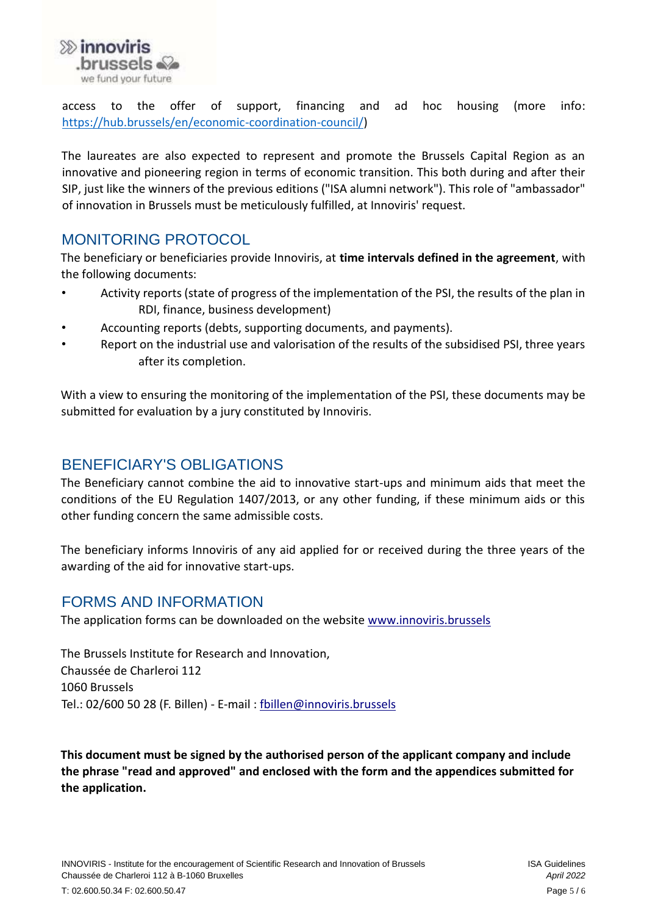access to the offer of support, financing and ad hoc housing (more info: https://hub.brussels/en/economic-coordination-council/)

The laureates are also expected to represent and promote the Brussels Capital Region as an innovative and pioneering region in terms of economic transition. This both during and after their SIP, just like the winners of the previous editions ("ISA alumni network"). This role of "ambassador" of innovation in Brussels must be meticulously fulfilled, at Innoviris' request.

## MONITORING PROTOCOL

The beneficiary or beneficiaries provide Innoviris, at **time intervals defined in the agreement**, with the following documents:

- Activity reports (state of progress of the implementation of the PSI, the results of the plan in RDI, finance, business development)
- Accounting reports (debts, supporting documents, and payments).
- Report on the industrial use and valorisation of the results of the subsidised PSI, three years after its completion.

With a view to ensuring the monitoring of the implementation of the PSI, these documents may be submitted for evaluation by a jury constituted by Innoviris.

## BENEFICIARY'S OBLIGATIONS

The Beneficiary cannot combine the aid to innovative start-ups and minimum aids that meet the conditions of the EU Regulation 1407/2013, or any other funding, if these minimum aids or this other funding concern the same admissible costs.

The beneficiary informs Innoviris of any aid applied for or received during the three years of the awarding of the aid for innovative start-ups.

## FORMS AND INFORMATION

The application forms can be downloaded on the website www.innoviris.brussels

The Brussels Institute for Research and Innovation,
Chaussée de Charleroi 112
1060 Brussels
Tel.: 02/600 50 28 (F. Billen) - E-mail : fbillen@innoviris.brussels

**This document must be signed by the authorised person of the applicant company and include the phrase "read and approved" and enclosed with the form and the appendices submitted for the application.**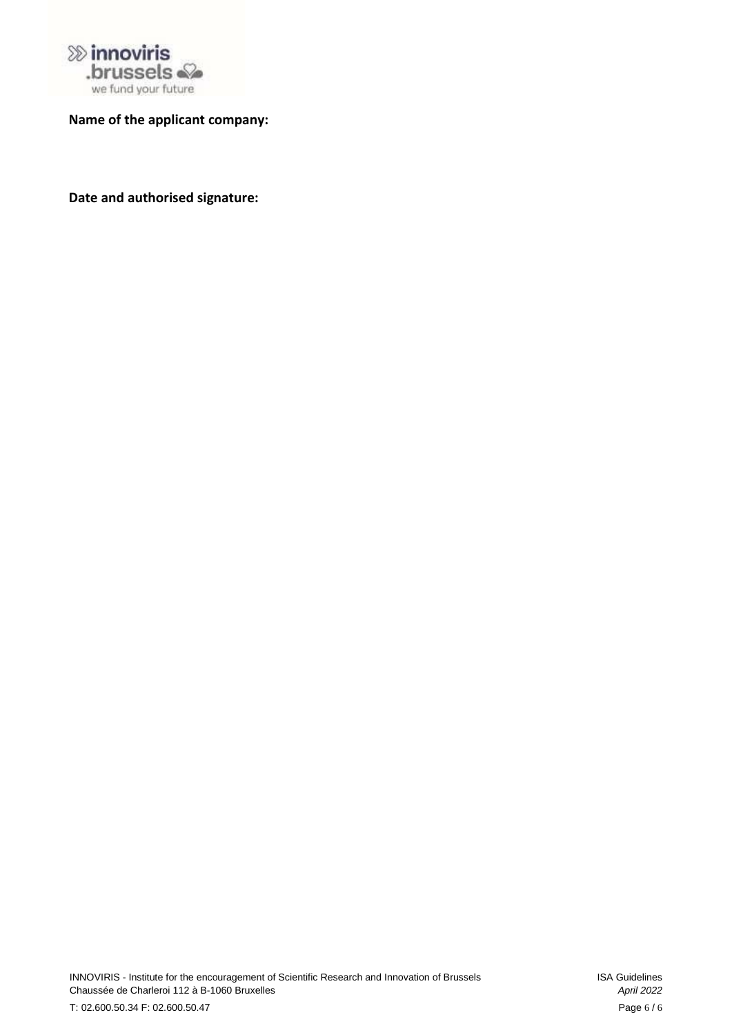**Name of the applicant company:**

**Date and authorised signature:**